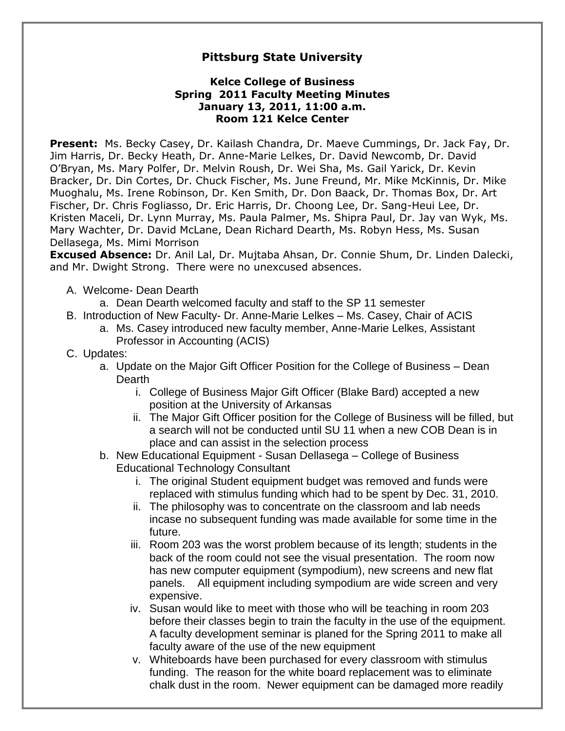# Pittsburg State University

### Kelce College of Business
### Spring 2011 Faculty Meeting Minutes
### January 13, 2011, 11:00 a.m.
### Room 121 Kelce Center

**Present:** Ms. Becky Casey, Dr. Kailash Chandra, Dr. Maeve Cummings, Dr. Jack Fay, Dr. Jim Harris, Dr. Becky Heath, Dr. Anne-Marie Lelkes, Dr. David Newcomb, Dr. David O'Bryan, Ms. Mary Polfer, Dr. Melvin Roush, Dr. Wei Sha, Ms. Gail Yarick, Dr. Kevin Bracker, Dr. Din Cortes, Dr. Chuck Fischer, Ms. June Freund, Mr. Mike McKinnis, Dr. Mike Muoghalu, Ms. Irene Robinson, Dr. Ken Smith, Dr. Don Baack, Dr. Thomas Box, Dr. Art Fischer, Dr. Chris Fogliasso, Dr. Eric Harris, Dr. Choong Lee, Dr. Sang-Heui Lee, Dr. Kristen Maceli, Dr. Lynn Murray, Ms. Paula Palmer, Ms. Shipra Paul, Dr. Jay van Wyk, Ms. Mary Wachter, Dr. David McLane, Dean Richard Dearth, Ms. Robyn Hess, Ms. Susan Dellasega, Ms. Mimi Morrison

**Excused Absence:** Dr. Anil Lal, Dr. Mujtaba Ahsan, Dr. Connie Shum, Dr. Linden Dalecki, and Mr. Dwight Strong. There were no unexcused absences.

A. Welcome- Dean Dearth
   a. Dean Dearth welcomed faculty and staff to the SP 11 semester
B. Introduction of New Faculty- Dr. Anne-Marie Lelkes – Ms. Casey, Chair of ACIS
   a. Ms. Casey introduced new faculty member, Anne-Marie Lelkes, Assistant Professor in Accounting (ACIS)
C. Updates:
   a. Update on the Major Gift Officer Position for the College of Business – Dean Dearth
      i. College of Business Major Gift Officer (Blake Bard) accepted a new position at the University of Arkansas
      ii. The Major Gift Officer position for the College of Business will be filled, but a search will not be conducted until SU 11 when a new COB Dean is in place and can assist in the selection process
   b. New Educational Equipment - Susan Dellasega – College of Business Educational Technology Consultant
      i. The original Student equipment budget was removed and funds were replaced with stimulus funding which had to be spent by Dec. 31, 2010.
      ii. The philosophy was to concentrate on the classroom and lab needs incase no subsequent funding was made available for some time in the future.
      iii. Room 203 was the worst problem because of its length; students in the back of the room could not see the visual presentation. The room now has new computer equipment (sympodium), new screens and new flat panels. All equipment including sympodium are wide screen and very expensive.
      iv. Susan would like to meet with those who will be teaching in room 203 before their classes begin to train the faculty in the use of the equipment. A faculty development seminar is planed for the Spring 2011 to make all faculty aware of the use of the new equipment
      v. Whiteboards have been purchased for every classroom with stimulus funding. The reason for the white board replacement was to eliminate chalk dust in the room. Newer equipment can be damaged more readily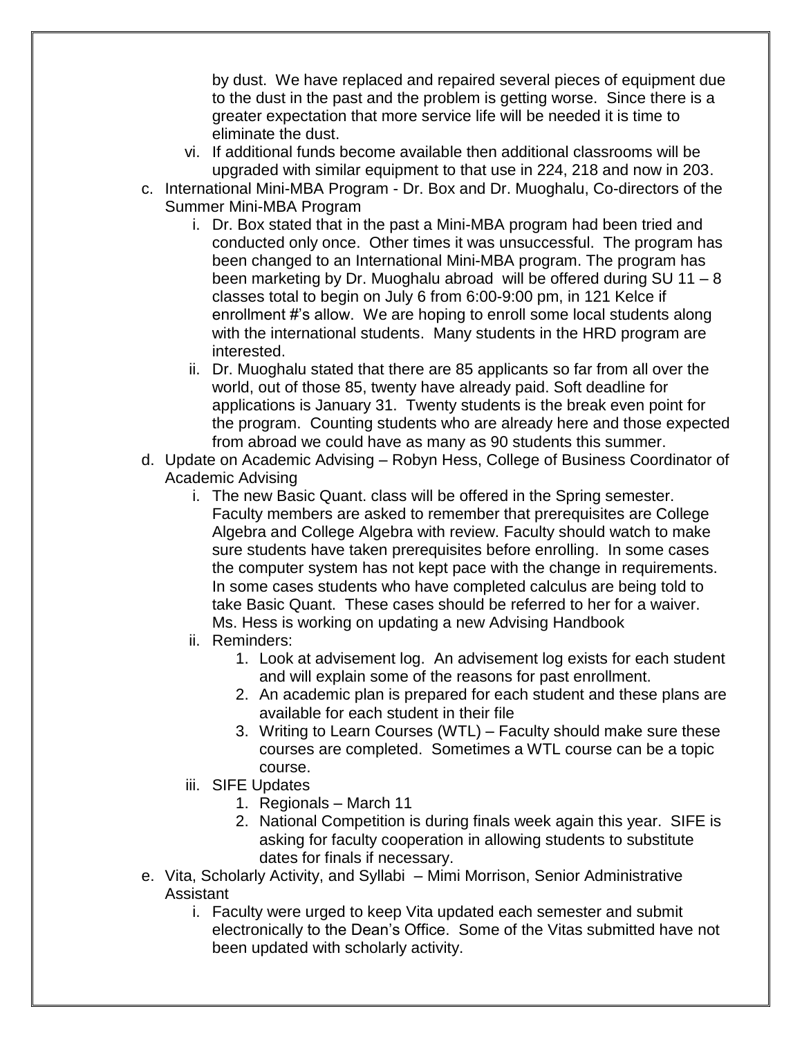by dust. We have replaced and repaired several pieces of equipment due to the dust in the past and the problem is getting worse. Since there is a greater expectation that more service life will be needed it is time to eliminate the dust.

   vi. If additional funds become available then additional classrooms will be upgraded with similar equipment to that use in 224, 218 and now in 203.

c. International Mini-MBA Program - Dr. Box and Dr. Muoghalu, Co-directors of the Summer Mini-MBA Program
   i. Dr. Box stated that in the past a Mini-MBA program had been tried and conducted only once. Other times it was unsuccessful. The program has been changed to an International Mini-MBA program. The program has been marketing by Dr. Muoghalu abroad will be offered during SU 11 – 8 classes total to begin on July 6 from 6:00-9:00 pm, in 121 Kelce if enrollment #'s allow. We are hoping to enroll some local students along with the international students. Many students in the HRD program are interested.
   ii. Dr. Muoghalu stated that there are 85 applicants so far from all over the world, out of those 85, twenty have already paid. Soft deadline for applications is January 31. Twenty students is the break even point for the program. Counting students who are already here and those expected from abroad we could have as many as 90 students this summer.

d. Update on Academic Advising – Robyn Hess, College of Business Coordinator of Academic Advising
   i. The new Basic Quant. class will be offered in the Spring semester. Faculty members are asked to remember that prerequisites are College Algebra and College Algebra with review. Faculty should watch to make sure students have taken prerequisites before enrolling. In some cases the computer system has not kept pace with the change in requirements. In some cases students who have completed calculus are being told to take Basic Quant. These cases should be referred to her for a waiver. Ms. Hess is working on updating a new Advising Handbook
   ii. Reminders:
      1. Look at advisement log. An advisement log exists for each student and will explain some of the reasons for past enrollment.
      2. An academic plan is prepared for each student and these plans are available for each student in their file
      3. Writing to Learn Courses (WTL) – Faculty should make sure these courses are completed. Sometimes a WTL course can be a topic course.
   iii. SIFE Updates
      1. Regionals – March 11
      2. National Competition is during finals week again this year. SIFE is asking for faculty cooperation in allowing students to substitute dates for finals if necessary.

e. Vita, Scholarly Activity, and Syllabi – Mimi Morrison, Senior Administrative Assistant
   i. Faculty were urged to keep Vita updated each semester and submit electronically to the Dean's Office. Some of the Vitas submitted have not been updated with scholarly activity.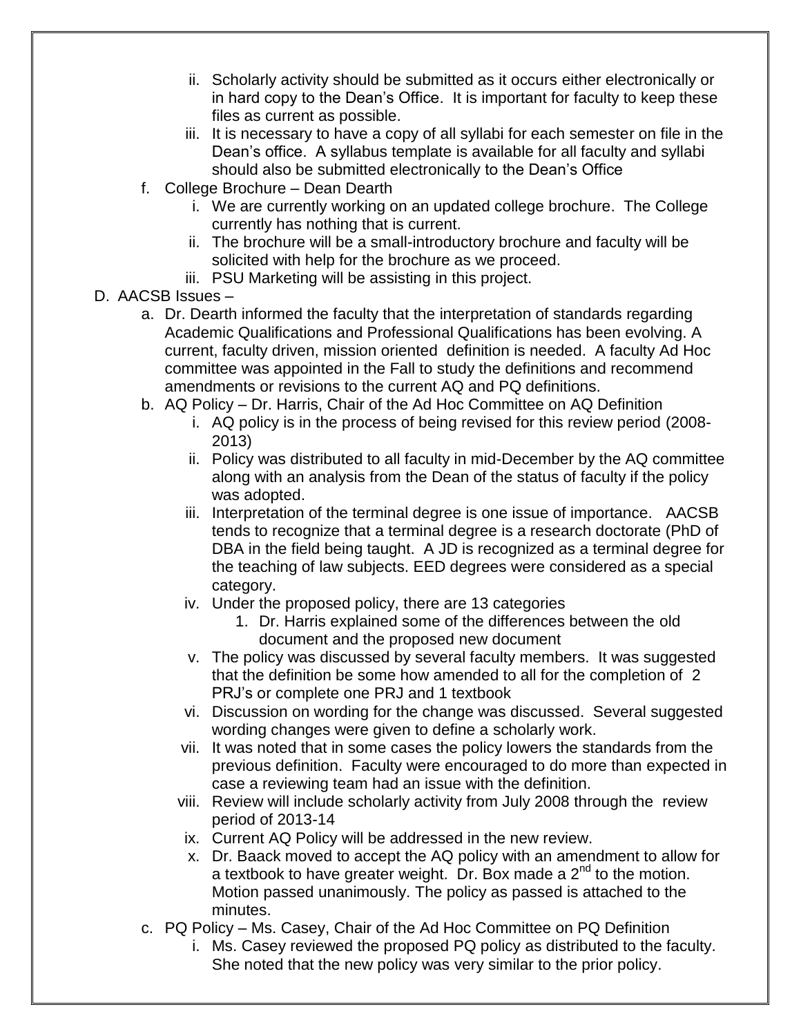- ii. Scholarly activity should be submitted as it occurs either electronically or in hard copy to the Dean's Office. It is important for faculty to keep these files as current as possible.
   - iii. It is necessary to have a copy of all syllabi for each semester on file in the Dean's office. A syllabus template is available for all faculty and syllabi should also be submitted electronically to the Dean's Office

- f. College Brochure – Dean Dearth
   - i. We are currently working on an updated college brochure. The College currently has nothing that is current.
   - ii. The brochure will be a small-introductory brochure and faculty will be solicited with help for the brochure as we proceed.
   - iii. PSU Marketing will be assisting in this project.

D. AACSB Issues –

- a. Dr. Dearth informed the faculty that the interpretation of standards regarding Academic Qualifications and Professional Qualifications has been evolving. A current, faculty driven, mission oriented definition is needed. A faculty Ad Hoc committee was appointed in the Fall to study the definitions and recommend amendments or revisions to the current AQ and PQ definitions.
- b. AQ Policy – Dr. Harris, Chair of the Ad Hoc Committee on AQ Definition
   - i. AQ policy is in the process of being revised for this review period (2008-2013)
   - ii. Policy was distributed to all faculty in mid-December by the AQ committee along with an analysis from the Dean of the status of faculty if the policy was adopted.
   - iii. Interpretation of the terminal degree is one issue of importance. AACSB tends to recognize that a terminal degree is a research doctorate (PhD of DBA in the field being taught. A JD is recognized as a terminal degree for the teaching of law subjects. EED degrees were considered as a special category.
   - iv. Under the proposed policy, there are 13 categories
      1. Dr. Harris explained some of the differences between the old document and the proposed new document
   - v. The policy was discussed by several faculty members. It was suggested that the definition be some how amended to all for the completion of 2 PRJ's or complete one PRJ and 1 textbook
   - vi. Discussion on wording for the change was discussed. Several suggested wording changes were given to define a scholarly work.
   - vii. It was noted that in some cases the policy lowers the standards from the previous definition. Faculty were encouraged to do more than expected in case a reviewing team had an issue with the definition.
   - viii. Review will include scholarly activity from July 2008 through the review period of 2013-14
   - ix. Current AQ Policy will be addressed in the new review.
   - x. Dr. Baack moved to accept the AQ policy with an amendment to allow for a textbook to have greater weight. Dr. Box made a 2nd to the motion. Motion passed unanimously. The policy as passed is attached to the minutes.
- c. PQ Policy – Ms. Casey, Chair of the Ad Hoc Committee on PQ Definition
   - i. Ms. Casey reviewed the proposed PQ policy as distributed to the faculty. She noted that the new policy was very similar to the prior policy.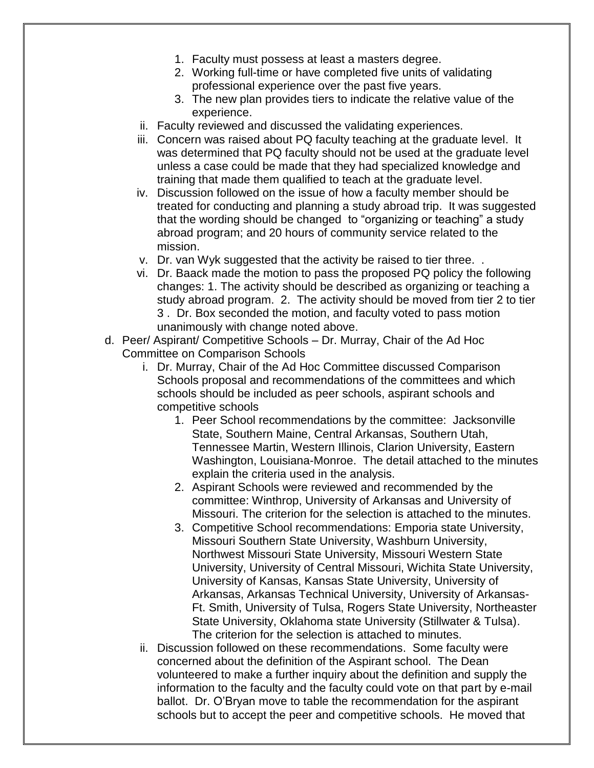1. Faculty must possess at least a masters degree.
2. Working full-time or have completed five units of validating professional experience over the past five years.
3. The new plan provides tiers to indicate the relative value of the experience.

ii. Faculty reviewed and discussed the validating experiences.

iii. Concern was raised about PQ faculty teaching at the graduate level. It was determined that PQ faculty should not be used at the graduate level unless a case could be made that they had specialized knowledge and training that made them qualified to teach at the graduate level.

iv. Discussion followed on the issue of how a faculty member should be treated for conducting and planning a study abroad trip. It was suggested that the wording should be changed to "organizing or teaching" a study abroad program; and 20 hours of community service related to the mission.

v. Dr. van Wyk suggested that the activity be raised to tier three. .

vi. Dr. Baack made the motion to pass the proposed PQ policy the following changes: 1. The activity should be described as organizing or teaching a study abroad program. 2. The activity should be moved from tier 2 to tier 3 . Dr. Box seconded the motion, and faculty voted to pass motion unanimously with change noted above.

d. Peer/ Aspirant/ Competitive Schools – Dr. Murray, Chair of the Ad Hoc Committee on Comparison Schools

i. Dr. Murray, Chair of the Ad Hoc Committee discussed Comparison Schools proposal and recommendations of the committees and which schools should be included as peer schools, aspirant schools and competitive schools

1. Peer School recommendations by the committee: Jacksonville State, Southern Maine, Central Arkansas, Southern Utah, Tennessee Martin, Western Illinois, Clarion University, Eastern Washington, Louisiana-Monroe. The detail attached to the minutes explain the criteria used in the analysis.
2. Aspirant Schools were reviewed and recommended by the committee: Winthrop, University of Arkansas and University of Missouri. The criterion for the selection is attached to the minutes.
3. Competitive School recommendations: Emporia state University, Missouri Southern State University, Washburn University, Northwest Missouri State University, Missouri Western State University, University of Central Missouri, Wichita State University, University of Kansas, Kansas State University, University of Arkansas, Arkansas Technical University, University of Arkansas-Ft. Smith, University of Tulsa, Rogers State University, Northeaster State University, Oklahoma state University (Stillwater & Tulsa). The criterion for the selection is attached to minutes.

ii. Discussion followed on these recommendations. Some faculty were concerned about the definition of the Aspirant school. The Dean volunteered to make a further inquiry about the definition and supply the information to the faculty and the faculty could vote on that part by e-mail ballot. Dr. O'Bryan move to table the recommendation for the aspirant schools but to accept the peer and competitive schools. He moved that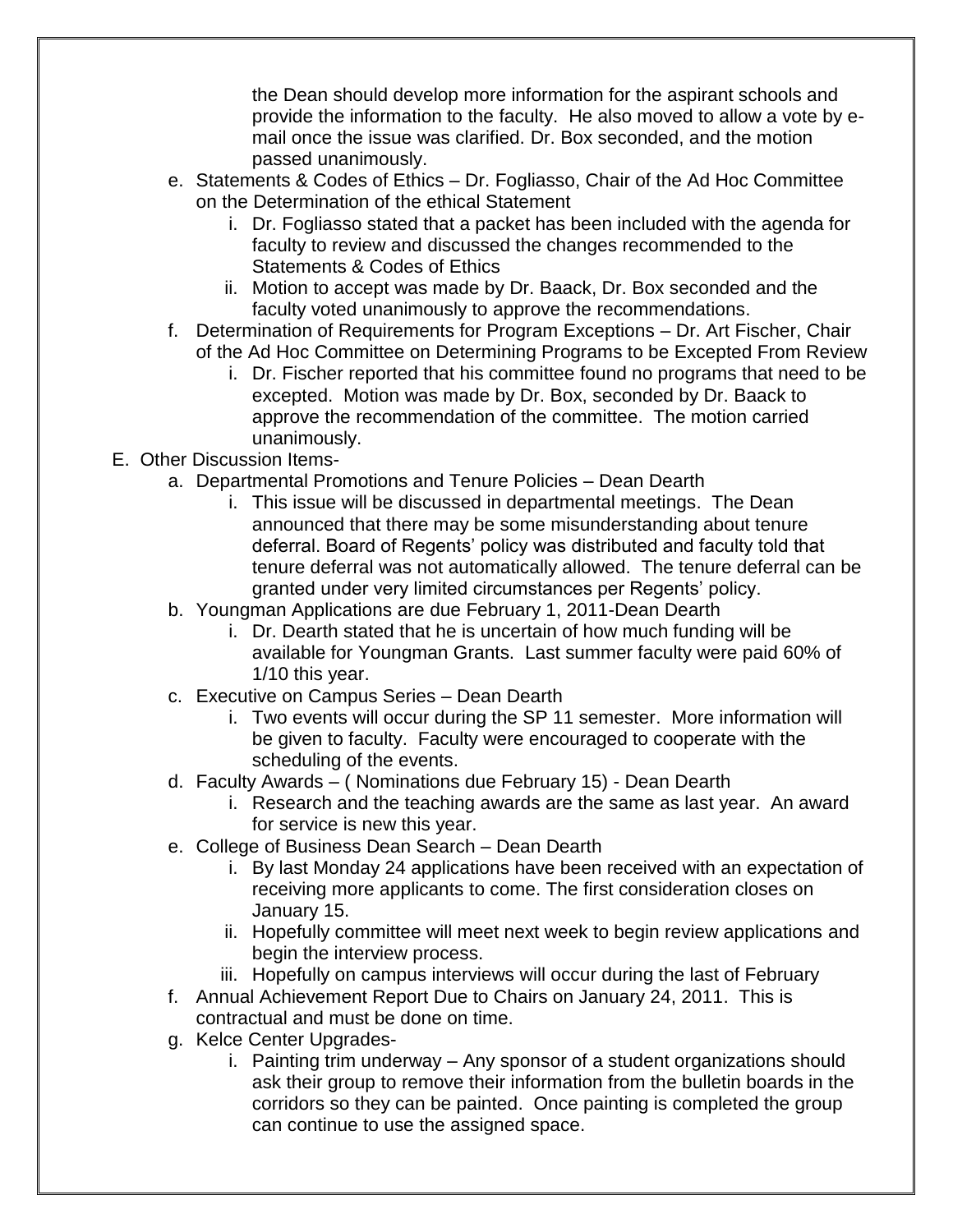the Dean should develop more information for the aspirant schools and provide the information to the faculty. He also moved to allow a vote by e-mail once the issue was clarified. Dr. Box seconded, and the motion passed unanimously.

   e. Statements & Codes of Ethics – Dr. Fogliasso, Chair of the Ad Hoc Committee on the Determination of the ethical Statement
      i. Dr. Fogliasso stated that a packet has been included with the agenda for faculty to review and discussed the changes recommended to the Statements & Codes of Ethics
      ii. Motion to accept was made by Dr. Baack, Dr. Box seconded and the faculty voted unanimously to approve the recommendations.
   f. Determination of Requirements for Program Exceptions – Dr. Art Fischer, Chair of the Ad Hoc Committee on Determining Programs to be Excepted From Review
      i. Dr. Fischer reported that his committee found no programs that need to be excepted. Motion was made by Dr. Box, seconded by Dr. Baack to approve the recommendation of the committee. The motion carried unanimously.

E. Other Discussion Items-
   a. Departmental Promotions and Tenure Policies – Dean Dearth
      i. This issue will be discussed in departmental meetings. The Dean announced that there may be some misunderstanding about tenure deferral. Board of Regents' policy was distributed and faculty told that tenure deferral was not automatically allowed. The tenure deferral can be granted under very limited circumstances per Regents' policy.
   b. Youngman Applications are due February 1, 2011-Dean Dearth
      i. Dr. Dearth stated that he is uncertain of how much funding will be available for Youngman Grants. Last summer faculty were paid 60% of 1/10 this year.
   c. Executive on Campus Series – Dean Dearth
      i. Two events will occur during the SP 11 semester. More information will be given to faculty. Faculty were encouraged to cooperate with the scheduling of the events.
   d. Faculty Awards – ( Nominations due February 15) - Dean Dearth
      i. Research and the teaching awards are the same as last year. An award for service is new this year.
   e. College of Business Dean Search – Dean Dearth
      i. By last Monday 24 applications have been received with an expectation of receiving more applicants to come. The first consideration closes on January 15.
      ii. Hopefully committee will meet next week to begin review applications and begin the interview process.
      iii. Hopefully on campus interviews will occur during the last of February
   f. Annual Achievement Report Due to Chairs on January 24, 2011. This is contractual and must be done on time.
   g. Kelce Center Upgrades-
      i. Painting trim underway – Any sponsor of a student organizations should ask their group to remove their information from the bulletin boards in the corridors so they can be painted. Once painting is completed the group can continue to use the assigned space.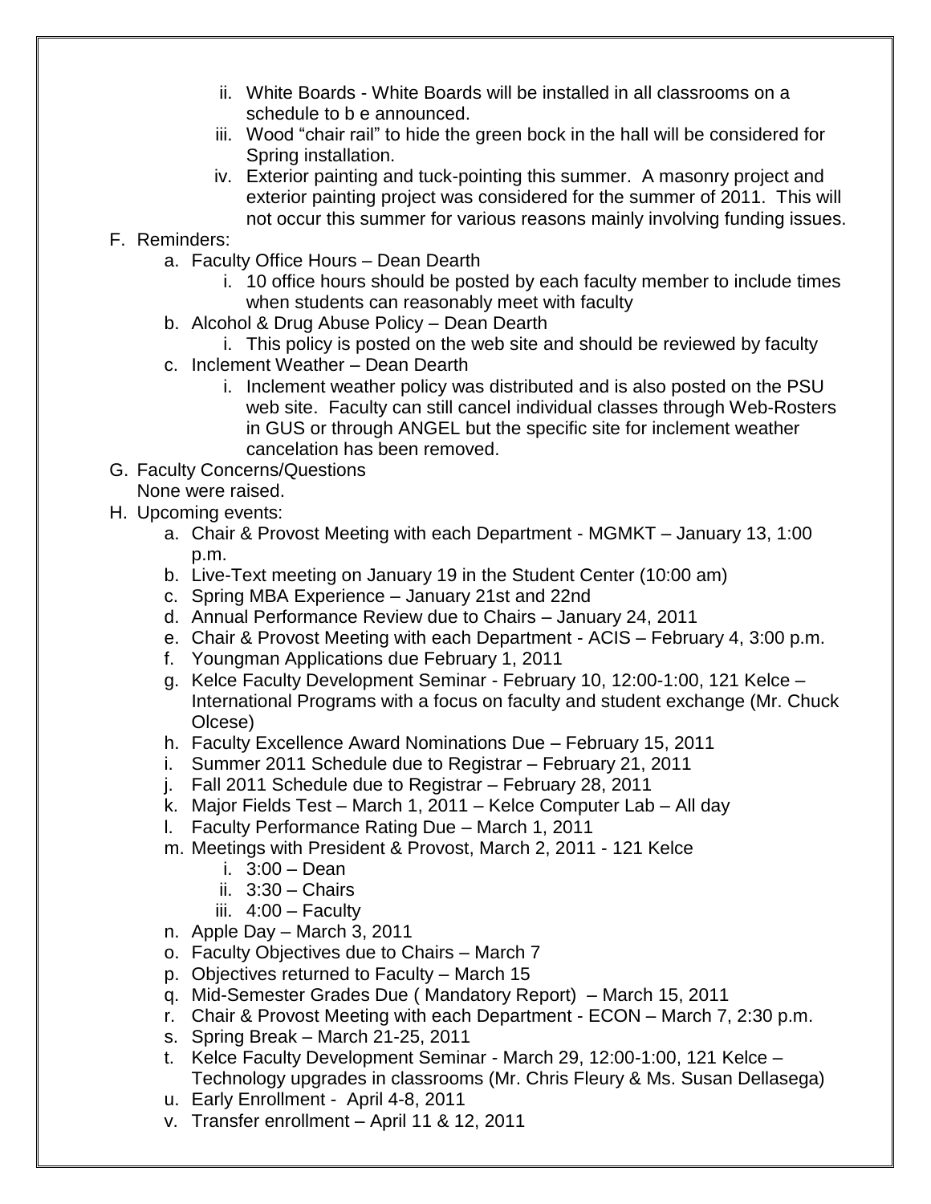ii. White Boards - White Boards will be installed in all classrooms on a schedule to b e announced.
   iii. Wood "chair rail" to hide the green bock in the hall will be considered for Spring installation.
   iv. Exterior painting and tuck-pointing this summer. A masonry project and exterior painting project was considered for the summer of 2011. This will not occur this summer for various reasons mainly involving funding issues.

F. Reminders:
   a. Faculty Office Hours – Dean Dearth
      i. 10 office hours should be posted by each faculty member to include times when students can reasonably meet with faculty
   b. Alcohol & Drug Abuse Policy – Dean Dearth
      i. This policy is posted on the web site and should be reviewed by faculty
   c. Inclement Weather – Dean Dearth
      i. Inclement weather policy was distributed and is also posted on the PSU web site. Faculty can still cancel individual classes through Web-Rosters in GUS or through ANGEL but the specific site for inclement weather cancelation has been removed.

G. Faculty Concerns/Questions
   None were raised.

H. Upcoming events:
   a. Chair & Provost Meeting with each Department - MGMKT – January 13, 1:00 p.m.
   b. Live-Text meeting on January 19 in the Student Center (10:00 am)
   c. Spring MBA Experience – January 21st and 22nd
   d. Annual Performance Review due to Chairs – January 24, 2011
   e. Chair & Provost Meeting with each Department - ACIS – February 4, 3:00 p.m.
   f. Youngman Applications due February 1, 2011
   g. Kelce Faculty Development Seminar - February 10, 12:00-1:00, 121 Kelce – International Programs with a focus on faculty and student exchange (Mr. Chuck Olcese)
   h. Faculty Excellence Award Nominations Due – February 15, 2011
   i. Summer 2011 Schedule due to Registrar – February 21, 2011
   j. Fall 2011 Schedule due to Registrar – February 28, 2011
   k. Major Fields Test – March 1, 2011 – Kelce Computer Lab – All day
   l. Faculty Performance Rating Due – March 1, 2011
   m. Meetings with President & Provost, March 2, 2011 - 121 Kelce
      i. 3:00 – Dean
      ii. 3:30 – Chairs
      iii. 4:00 – Faculty
   n. Apple Day – March 3, 2011
   o. Faculty Objectives due to Chairs – March 7
   p. Objectives returned to Faculty – March 15
   q. Mid-Semester Grades Due ( Mandatory Report) – March 15, 2011
   r. Chair & Provost Meeting with each Department - ECON – March 7, 2:30 p.m.
   s. Spring Break – March 21-25, 2011
   t. Kelce Faculty Development Seminar - March 29, 12:00-1:00, 121 Kelce – Technology upgrades in classrooms (Mr. Chris Fleury & Ms. Susan Dellasega)
   u. Early Enrollment - April 4-8, 2011
   v. Transfer enrollment – April 11 & 12, 2011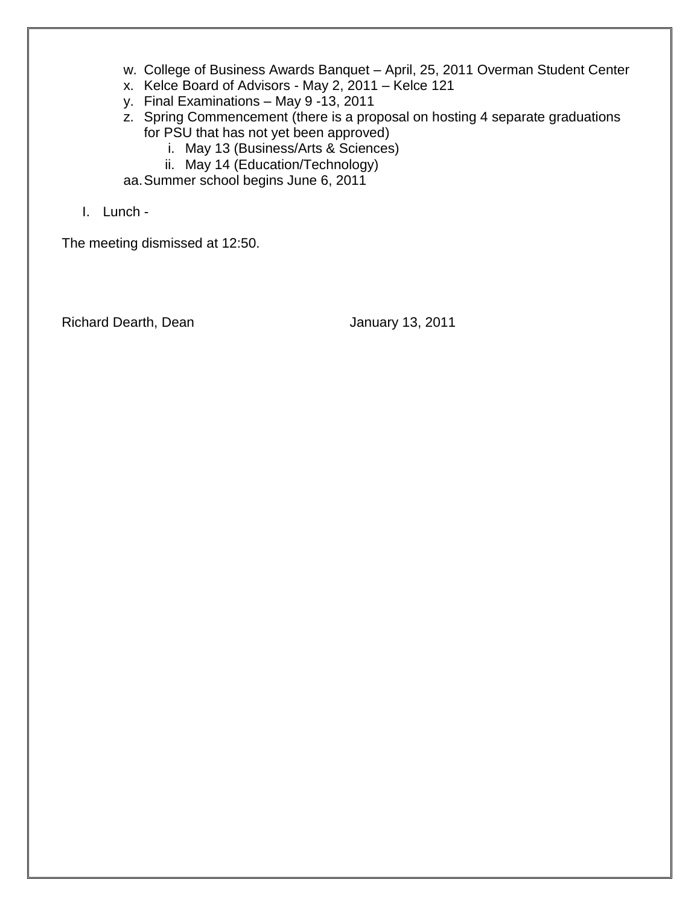w. College of Business Awards Banquet – April, 25, 2011 Overman Student Center
x. Kelce Board of Advisors - May 2, 2011 – Kelce 121
y. Final Examinations – May 9 -13, 2011
z. Spring Commencement (there is a proposal on hosting 4 separate graduations for PSU that has not yet been approved)
    i. May 13 (Business/Arts & Sciences)
    ii. May 14 (Education/Technology)
aa. Summer school begins June 6, 2011

I. Lunch -

The meeting dismissed at 12:50.

Richard Dearth, Dean January 13, 2011